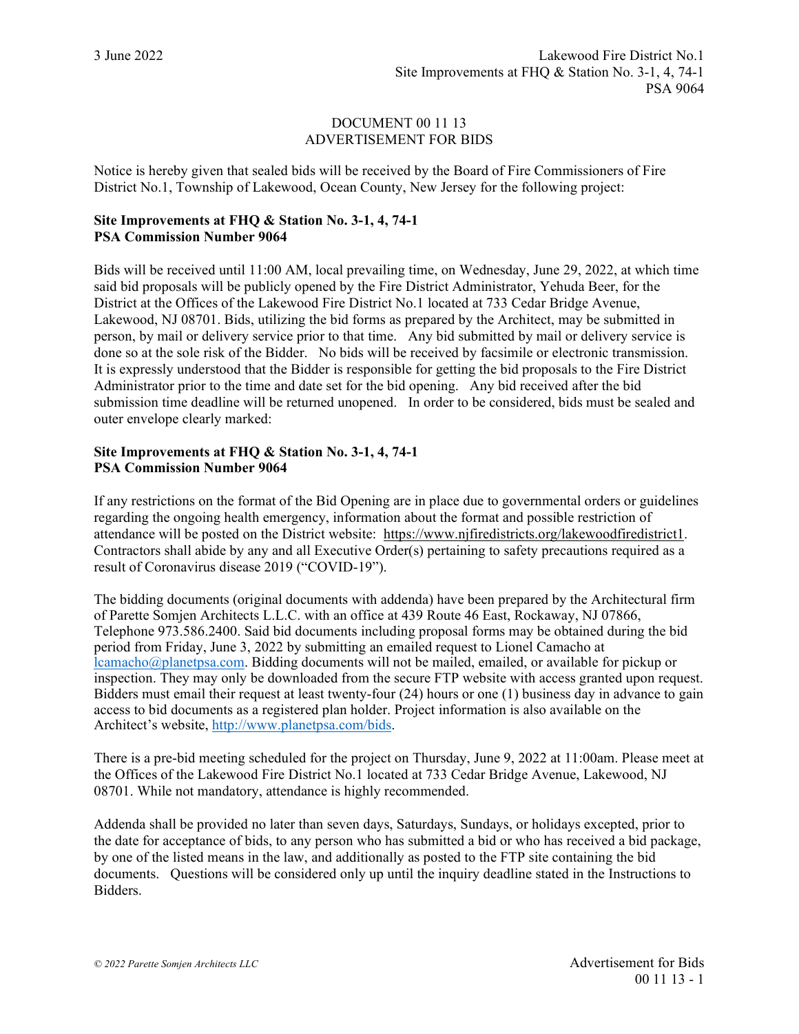# DOCUMENT 00 11 13
## ADVERTISEMENT FOR BIDS

Notice is hereby given that sealed bids will be received by the Board of Fire Commissioners of Fire District No.1, Township of Lakewood, Ocean County, New Jersey for the following project:

**Site Improvements at FHQ & Station No. 3-1, 4, 74-1**
**PSA Commission Number 9064**

Bids will be received until 11:00 AM, local prevailing time, on Wednesday, June 29, 2022, at which time said bid proposals will be publicly opened by the Fire District Administrator, Yehuda Beer, for the District at the Offices of the Lakewood Fire District No.1 located at 733 Cedar Bridge Avenue, Lakewood, NJ 08701. Bids, utilizing the bid forms as prepared by the Architect, may be submitted in person, by mail or delivery service prior to that time. Any bid submitted by mail or delivery service is done so at the sole risk of the Bidder. No bids will be received by facsimile or electronic transmission. It is expressly understood that the Bidder is responsible for getting the bid proposals to the Fire District Administrator prior to the time and date set for the bid opening. Any bid received after the bid submission time deadline will be returned unopened. In order to be considered, bids must be sealed and outer envelope clearly marked:

**Site Improvements at FHQ & Station No. 3-1, 4, 74-1**
**PSA Commission Number 9064**

If any restrictions on the format of the Bid Opening are in place due to governmental orders or guidelines regarding the ongoing health emergency, information about the format and possible restriction of attendance will be posted on the District website: https://www.njfiredistricts.org/lakewoodfiredistrict1. Contractors shall abide by any and all Executive Order(s) pertaining to safety precautions required as a result of Coronavirus disease 2019 ("COVID-19").

The bidding documents (original documents with addenda) have been prepared by the Architectural firm of Parette Somjen Architects L.L.C. with an office at 439 Route 46 East, Rockaway, NJ 07866, Telephone 973.586.2400. Said bid documents including proposal forms may be obtained during the bid period from Friday, June 3, 2022 by submitting an emailed request to Lionel Camacho at lcamacho@planetpsa.com. Bidding documents will not be mailed, emailed, or available for pickup or inspection. They may only be downloaded from the secure FTP website with access granted upon request. Bidders must email their request at least twenty-four (24) hours or one (1) business day in advance to gain access to bid documents as a registered plan holder. Project information is also available on the Architect's website, http://www.planetpsa.com/bids.

There is a pre-bid meeting scheduled for the project on Thursday, June 9, 2022 at 11:00am. Please meet at the Offices of the Lakewood Fire District No.1 located at 733 Cedar Bridge Avenue, Lakewood, NJ 08701. While not mandatory, attendance is highly recommended.

Addenda shall be provided no later than seven days, Saturdays, Sundays, or holidays excepted, prior to the date for acceptance of bids, to any person who has submitted a bid or who has received a bid package, by one of the listed means in the law, and additionally as posted to the FTP site containing the bid documents. Questions will be considered only up until the inquiry deadline stated in the Instructions to Bidders.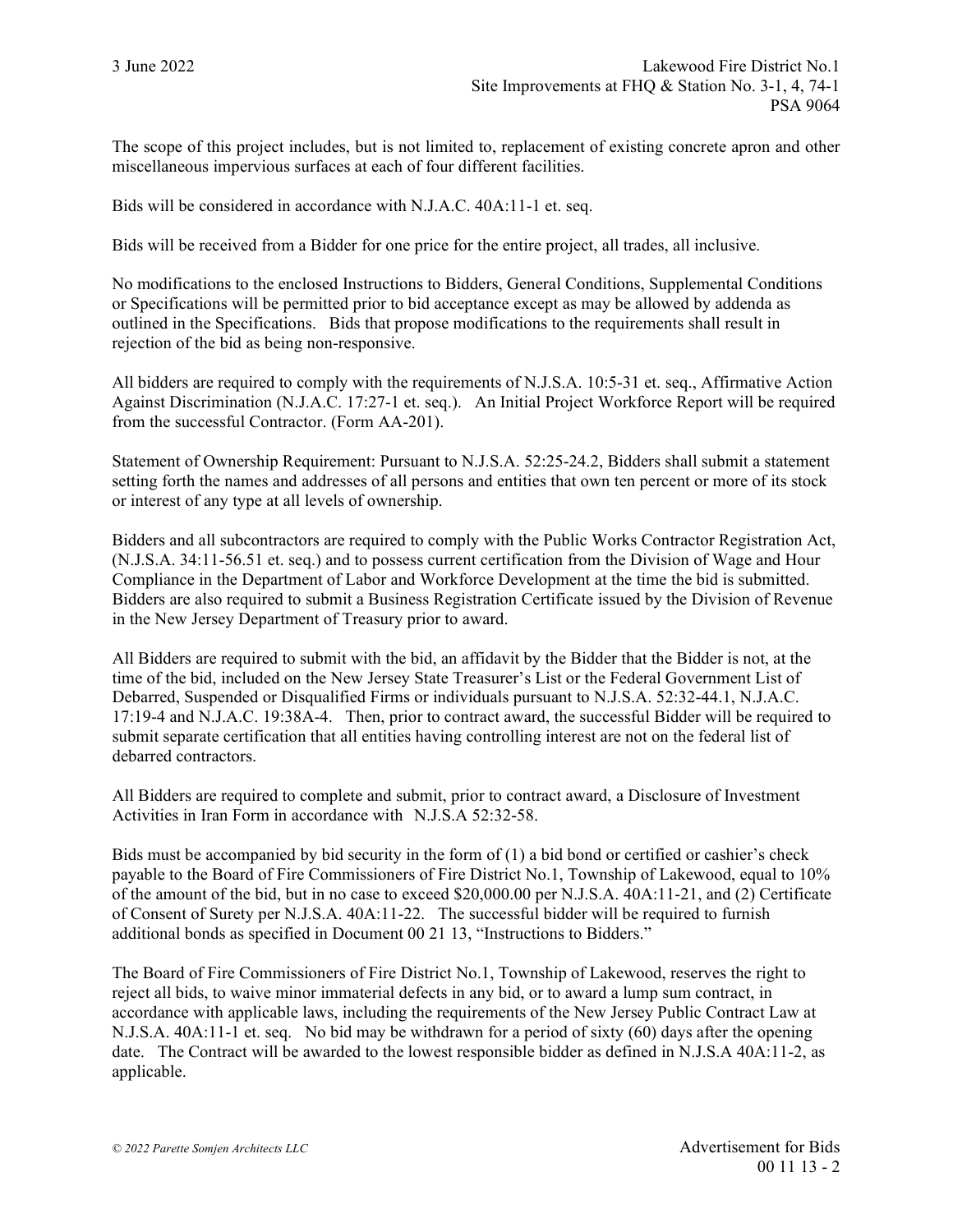The scope of this project includes, but is not limited to, replacement of existing concrete apron and other miscellaneous impervious surfaces at each of four different facilities.

Bids will be considered in accordance with N.J.A.C. 40A:11-1 et. seq.

Bids will be received from a Bidder for one price for the entire project, all trades, all inclusive.

No modifications to the enclosed Instructions to Bidders, General Conditions, Supplemental Conditions or Specifications will be permitted prior to bid acceptance except as may be allowed by addenda as outlined in the Specifications. Bids that propose modifications to the requirements shall result in rejection of the bid as being non-responsive.

All bidders are required to comply with the requirements of N.J.S.A. 10:5-31 et. seq., Affirmative Action Against Discrimination (N.J.A.C. 17:27-1 et. seq.). An Initial Project Workforce Report will be required from the successful Contractor. (Form AA-201).

Statement of Ownership Requirement: Pursuant to N.J.S.A. 52:25-24.2, Bidders shall submit a statement setting forth the names and addresses of all persons and entities that own ten percent or more of its stock or interest of any type at all levels of ownership.

Bidders and all subcontractors are required to comply with the Public Works Contractor Registration Act, (N.J.S.A. 34:11-56.51 et. seq.) and to possess current certification from the Division of Wage and Hour Compliance in the Department of Labor and Workforce Development at the time the bid is submitted. Bidders are also required to submit a Business Registration Certificate issued by the Division of Revenue in the New Jersey Department of Treasury prior to award.

All Bidders are required to submit with the bid, an affidavit by the Bidder that the Bidder is not, at the time of the bid, included on the New Jersey State Treasurer's List or the Federal Government List of Debarred, Suspended or Disqualified Firms or individuals pursuant to N.J.S.A. 52:32-44.1, N.J.A.C. 17:19-4 and N.J.A.C. 19:38A-4. Then, prior to contract award, the successful Bidder will be required to submit separate certification that all entities having controlling interest are not on the federal list of debarred contractors.

All Bidders are required to complete and submit, prior to contract award, a Disclosure of Investment Activities in Iran Form in accordance with N.J.S.A 52:32-58.

Bids must be accompanied by bid security in the form of (1) a bid bond or certified or cashier's check payable to the Board of Fire Commissioners of Fire District No.1, Township of Lakewood, equal to 10% of the amount of the bid, but in no case to exceed $20,000.00 per N.J.S.A. 40A:11-21, and (2) Certificate of Consent of Surety per N.J.S.A. 40A:11-22. The successful bidder will be required to furnish additional bonds as specified in Document 00 21 13, "Instructions to Bidders."

The Board of Fire Commissioners of Fire District No.1, Township of Lakewood, reserves the right to reject all bids, to waive minor immaterial defects in any bid, or to award a lump sum contract, in accordance with applicable laws, including the requirements of the New Jersey Public Contract Law at N.J.S.A. 40A:11-1 et. seq. No bid may be withdrawn for a period of sixty (60) days after the opening date. The Contract will be awarded to the lowest responsible bidder as defined in N.J.S.A 40A:11-2, as applicable.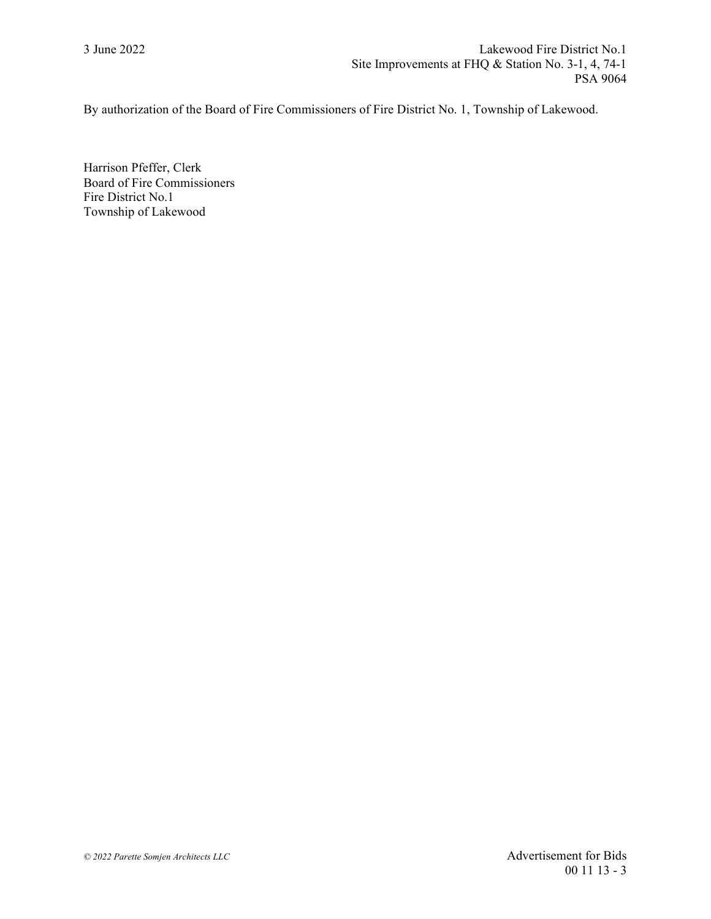By authorization of the Board of Fire Commissioners of Fire District No. 1, Township of Lakewood.

Harrison Pfeffer, Clerk
Board of Fire Commissioners
Fire District No.1
Township of Lakewood